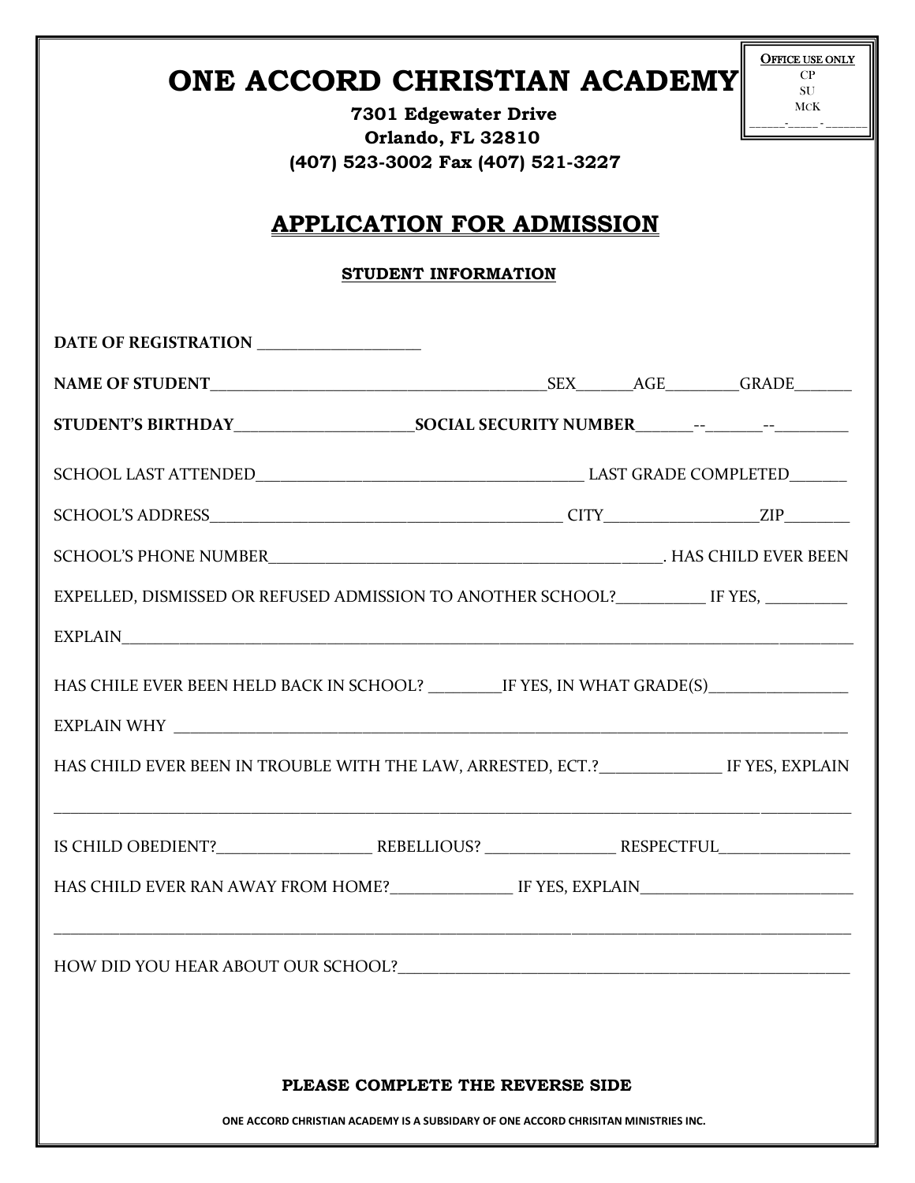OFFICE USE ONLY
CP
SU
MCK
\_\_\_\_\_\_-\_\_\_\_\_-\_\_\_\_\_\_\_

# ONE ACCORD CHRISTIAN ACADEMY

**7301 Edgewater Drive**
**Orlando, FL 32810**
**(407) 523-3002 Fax (407) 521-3227**

## APPLICATION FOR ADMISSION

### STUDENT INFORMATION

**DATE OF REGISTRATION** ____________________

**NAME OF STUDENT**__________________________________________SEX_______AGE_________GRADE_______

**STUDENT'S BIRTHDAY**______________________**SOCIAL SECURITY NUMBER**_______--_______--_________

SCHOOL LAST ATTENDED________________________________________ LAST GRADE COMPLETED_______

SCHOOL'S ADDRESS____________________________________________ CITY___________________ZIP________

SCHOOL'S PHONE NUMBER_________________________________________________. HAS CHILD EVER BEEN EXPELLED, DISMISSED OR REFUSED ADMISSION TO ANOTHER SCHOOL?___________ IF YES, __________

EXPLAIN____________________________________________________________________________________________

HAS CHILE EVER BEEN HELD BACK IN SCHOOL? _________IF YES, IN WHAT GRADE(S)_________________

EXPLAIN WHY _______________________________________________________________________________________

HAS CHILD EVER BEEN IN TROUBLE WITH THE LAW, ARRESTED, ECT.?_______________ IF YES, EXPLAIN

___________________________________________________________________________________________________

IS CHILD OBEDIENT?___________________ REBELLIOUS? ________________ RESPECTFUL_________________

HAS CHILD EVER RAN AWAY FROM HOME?_______________ IF YES, EXPLAIN__________________________

___________________________________________________________________________________________________

HOW DID YOU HEAR ABOUT OUR SCHOOL?_________________________________________________________

**PLEASE COMPLETE THE REVERSE SIDE**

**ONE ACCORD CHRISTIAN ACADEMY IS A SUBSIDARY OF ONE ACCORD CHRISITAN MINISTRIES INC.**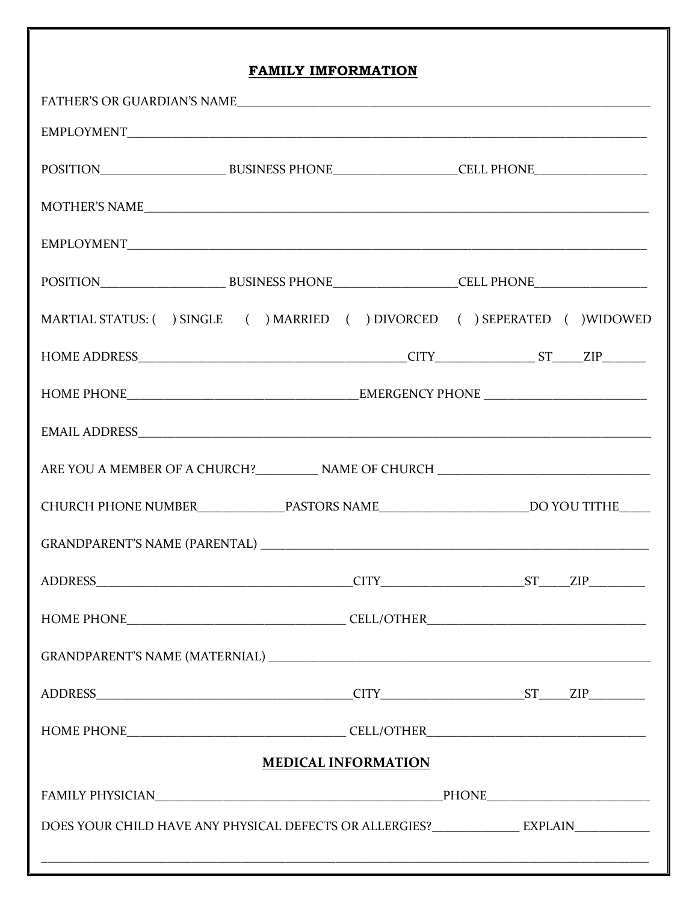## FAMILY IMFORMATION

FATHER'S OR GUARDIAN'S NAME___________________________________________

EMPLOYMENT___________________________________________

POSITION__________________ BUSINESS PHONE__________________CELL PHONE_________________

MOTHER'S NAME___________________________________________

EMPLOYMENT___________________________________________

POSITION__________________ BUSINESS PHONE__________________CELL PHONE_________________

MARTIAL STATUS: ( ) SINGLE ( ) MARRIED ( ) DIVORCED ( ) SEPERATED ( )WIDOWED

HOME ADDRESS________________________________________CITY_______________ ST_____ZIP_______

HOME PHONE__________________________________EMERGENCY PHONE ________________________

EMAIL ADDRESS___________________________________________

ARE YOU A MEMBER OF A CHURCH?_________ NAME OF CHURCH ______________________________

CHURCH PHONE NUMBER_____________PASTORS NAME______________________DO YOU TITHE_____

GRANDPARENT'S NAME (PARENTAL) ___________________________________________

ADDRESS______________________________________CITY______________________ST_____ZIP________

HOME PHONE_________________________________ CELL/OTHER_________________________________

GRANDPARENT'S NAME (MATERNIAL) ___________________________________________

ADDRESS______________________________________CITY______________________ST_____ZIP________

HOME PHONE_________________________________ CELL/OTHER_________________________________

## MEDICAL INFORMATION

FAMILY PHYSICIAN____________________________________________PHONE________________________

DOES YOUR CHILD HAVE ANY PHYSICAL DEFECTS OR ALLERGIES?_____________ EXPLAIN___________

___________________________________________